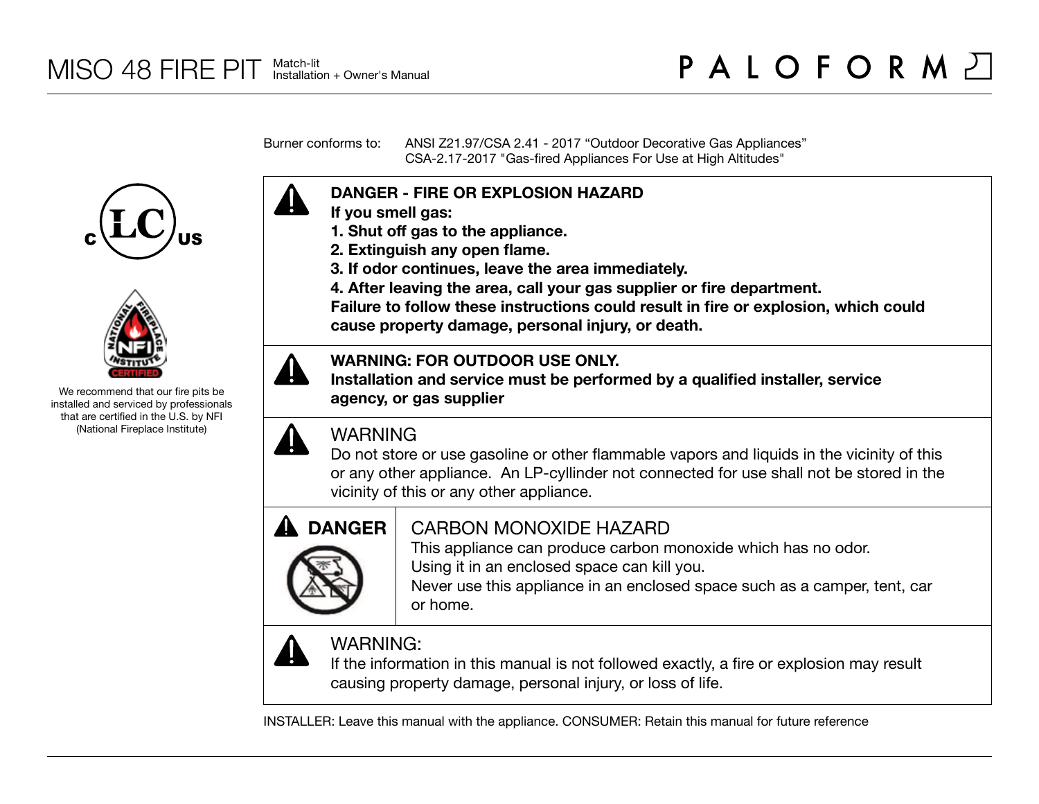# MISO 48 FIRE PIT

Match-lit
Installation + Owner's Manual

PALOFORM

We recommend that our fire pits be installed and serviced by professionals that are certified in the U.S. by NFI (National Fireplace Institute)

Burner conforms to: ANSI Z21.97/CSA 2.41 - 2017 “Outdoor Decorative Gas Appliances”
CSA-2.17-2017 "Gas-fired Appliances For Use at High Altitudes"

**DANGER - FIRE OR EXPLOSION HAZARD**
**If you smell gas:**
**1. Shut off gas to the appliance.**
**2. Extinguish any open flame.**
**3. If odor continues, leave the area immediately.**
**4. After leaving the area, call your gas supplier or fire department.**
**Failure to follow these instructions could result in fire or explosion, which could cause property damage, personal injury, or death.**

**WARNING: FOR OUTDOOR USE ONLY.**
**Installation and service must be performed by a qualified installer, service agency, or gas supplier**

WARNING
Do not store or use gasoline or other flammable vapors and liquids in the vicinity of this or any other appliance. An LP-cyllinder not connected for use shall not be stored in the vicinity of this or any other appliance.

**DANGER**

CARBON MONOXIDE HAZARD
This appliance can produce carbon monoxide which has no odor.
Using it in an enclosed space can kill you.
Never use this appliance in an enclosed space such as a camper, tent, car or home.

WARNING:
If the information in this manual is not followed exactly, a fire or explosion may result causing property damage, personal injury, or loss of life.

INSTALLER: Leave this manual with the appliance. CONSUMER: Retain this manual for future reference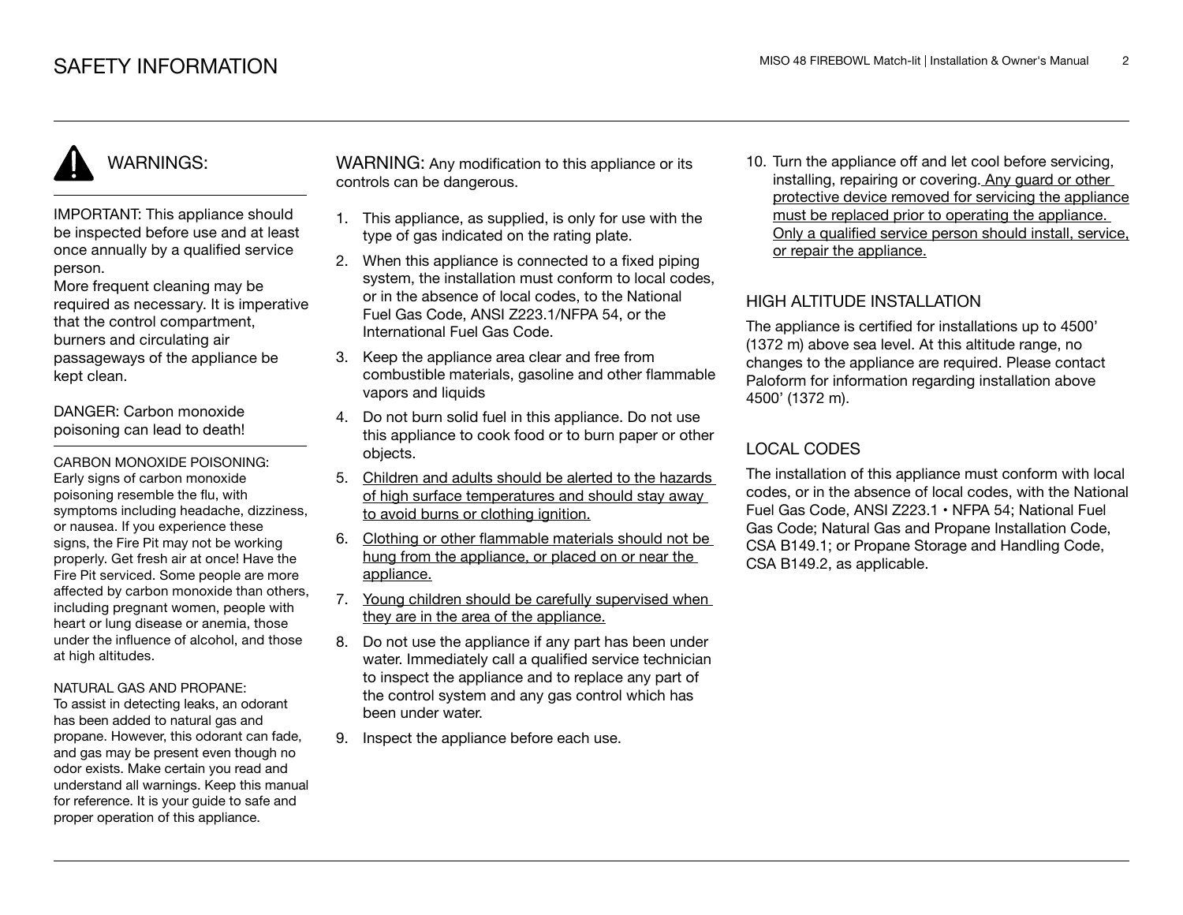# SAFETY INFORMATION

## WARNINGS:

IMPORTANT: This appliance should be inspected before use and at least once annually by a qualified service person.
More frequent cleaning may be required as necessary. It is imperative that the control compartment, burners and circulating air passageways of the appliance be kept clean.

DANGER: Carbon monoxide poisoning can lead to death!

CARBON MONOXIDE POISONING:
Early signs of carbon monoxide poisoning resemble the flu, with symptoms including headache, dizziness, or nausea. If you experience these signs, the Fire Pit may not be working properly. Get fresh air at once! Have the Fire Pit serviced. Some people are more affected by carbon monoxide than others, including pregnant women, people with heart or lung disease or anemia, those under the influence of alcohol, and those at high altitudes.

NATURAL GAS AND PROPANE:
To assist in detecting leaks, an odorant has been added to natural gas and propane. However, this odorant can fade, and gas may be present even though no odor exists. Make certain you read and understand all warnings. Keep this manual for reference. It is your guide to safe and proper operation of this appliance.

WARNING: Any modification to this appliance or its controls can be dangerous.

1. This appliance, as supplied, is only for use with the type of gas indicated on the rating plate.
2. When this appliance is connected to a fixed piping system, the installation must conform to local codes, or in the absence of local codes, to the National Fuel Gas Code, ANSI Z223.1/NFPA 54, or the International Fuel Gas Code.
3. Keep the appliance area clear and free from combustible materials, gasoline and other flammable vapors and liquids
4. Do not burn solid fuel in this appliance. Do not use this appliance to cook food or to burn paper or other objects.
5. <u>Children and adults should be alerted to the hazards of high surface temperatures and should stay away to avoid burns or clothing ignition.</u>
6. <u>Clothing or other flammable materials should not be hung from the appliance, or placed on or near the appliance.</u>
7. <u>Young children should be carefully supervised when they are in the area of the appliance.</u>
8. Do not use the appliance if any part has been under water. Immediately call a qualified service technician to inspect the appliance and to replace any part of the control system and any gas control which has been under water.
9. Inspect the appliance before each use.
10. Turn the appliance off and let cool before servicing, installing, repairing or covering. <u>Any guard or other protective device removed for servicing the appliance must be replaced prior to operating the appliance. Only a qualified service person should install, service, or repair the appliance.</u>

## HIGH ALTITUDE INSTALLATION

The appliance is certified for installations up to 4500’ (1372 m) above sea level. At this altitude range, no changes to the appliance are required. Please contact Paloform for information regarding installation above 4500’ (1372 m).

## LOCAL CODES

The installation of this appliance must conform with local codes, or in the absence of local codes, with the National Fuel Gas Code, ANSI Z223.1 • NFPA 54; National Fuel Gas Code; Natural Gas and Propane Installation Code, CSA B149.1; or Propane Storage and Handling Code, CSA B149.2, as applicable.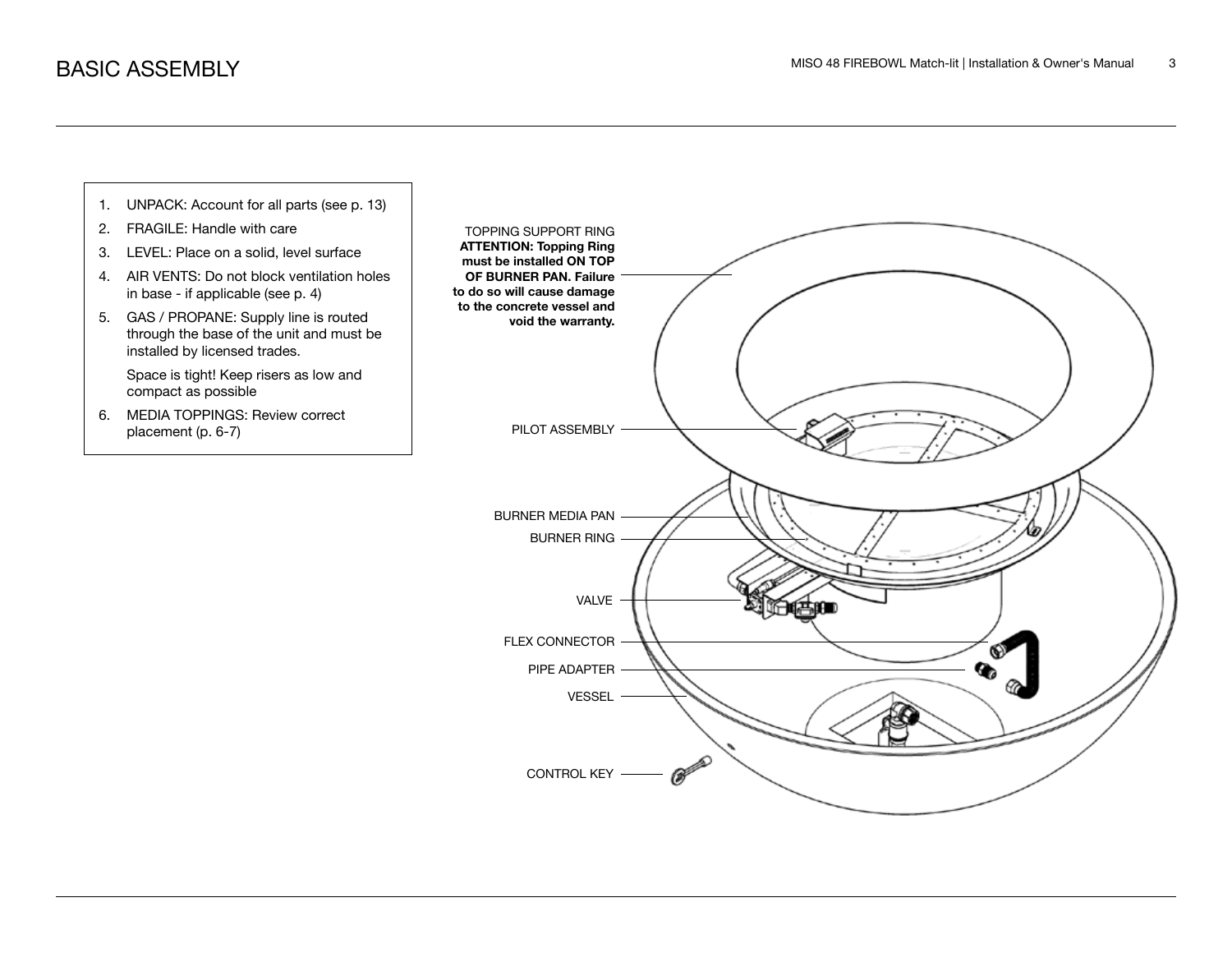# BASIC ASSEMBLY

1. UNPACK: Account for all parts (see p. 13)
2. FRAGILE: Handle with care
3. LEVEL: Place on a solid, level surface
4. AIR VENTS: Do not block ventilation holes in base - if applicable (see p. 4)
5. GAS / PROPANE: Supply line is routed through the base of the unit and must be installed by licensed trades.

   Space is tight! Keep risers as low and compact as possible
6. MEDIA TOPPINGS: Review correct placement (p. 6-7)

TOPPING SUPPORT RING
**ATTENTION: Topping Ring must be installed ON TOP OF BURNER PAN. Failure to do so will cause damage to the concrete vessel and void the warranty.**

PILOT ASSEMBLY

BURNER MEDIA PAN

BURNER RING

VALVE

FLEX CONNECTOR

PIPE ADAPTER

VESSEL

CONTROL KEY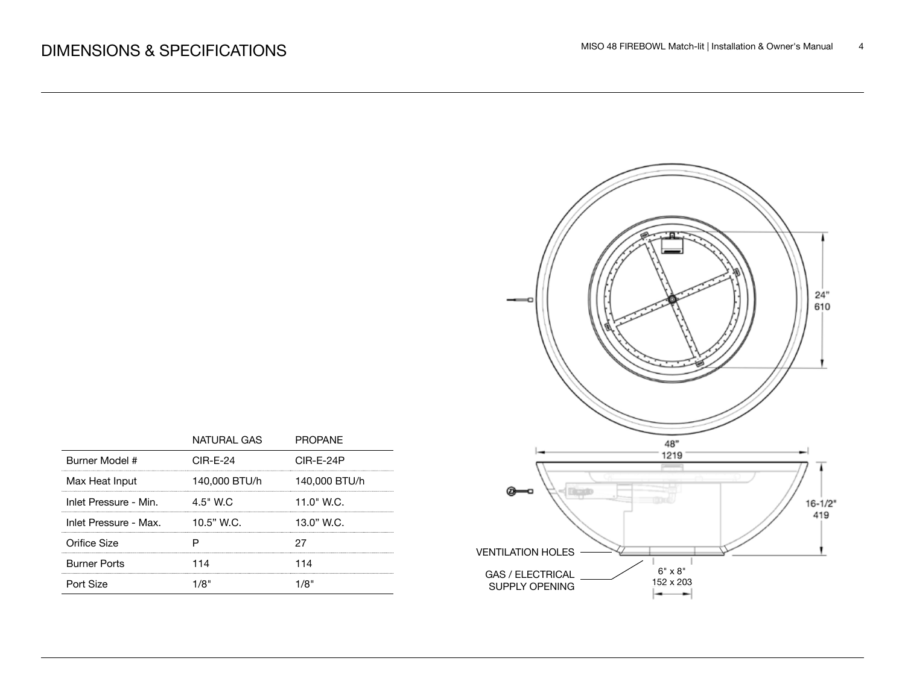# DIMENSIONS & SPECIFICATIONS

| | NATURAL GAS | PROPANE |
|---|---|---|
| Burner Model # | CIR-E-24 | CIR-E-24P |
| Max Heat Input | 140,000 BTU/h | 140,000 BTU/h |
| Inlet Pressure - Min. | 4.5" W.C | 11.0" W.C. |
| Inlet Pressure - Max. | 10.5" W.C. | 13.0" W.C. |
| Orifice Size | P | 27 |
| Burner Ports | 114 | 114 |
| Port Size | 1/8" | 1/8" |

24"
610

48"
1219

16-1/2"
419

VENTILATION HOLES

GAS / ELECTRICAL SUPPLY OPENING

6" x 8"
152 x 203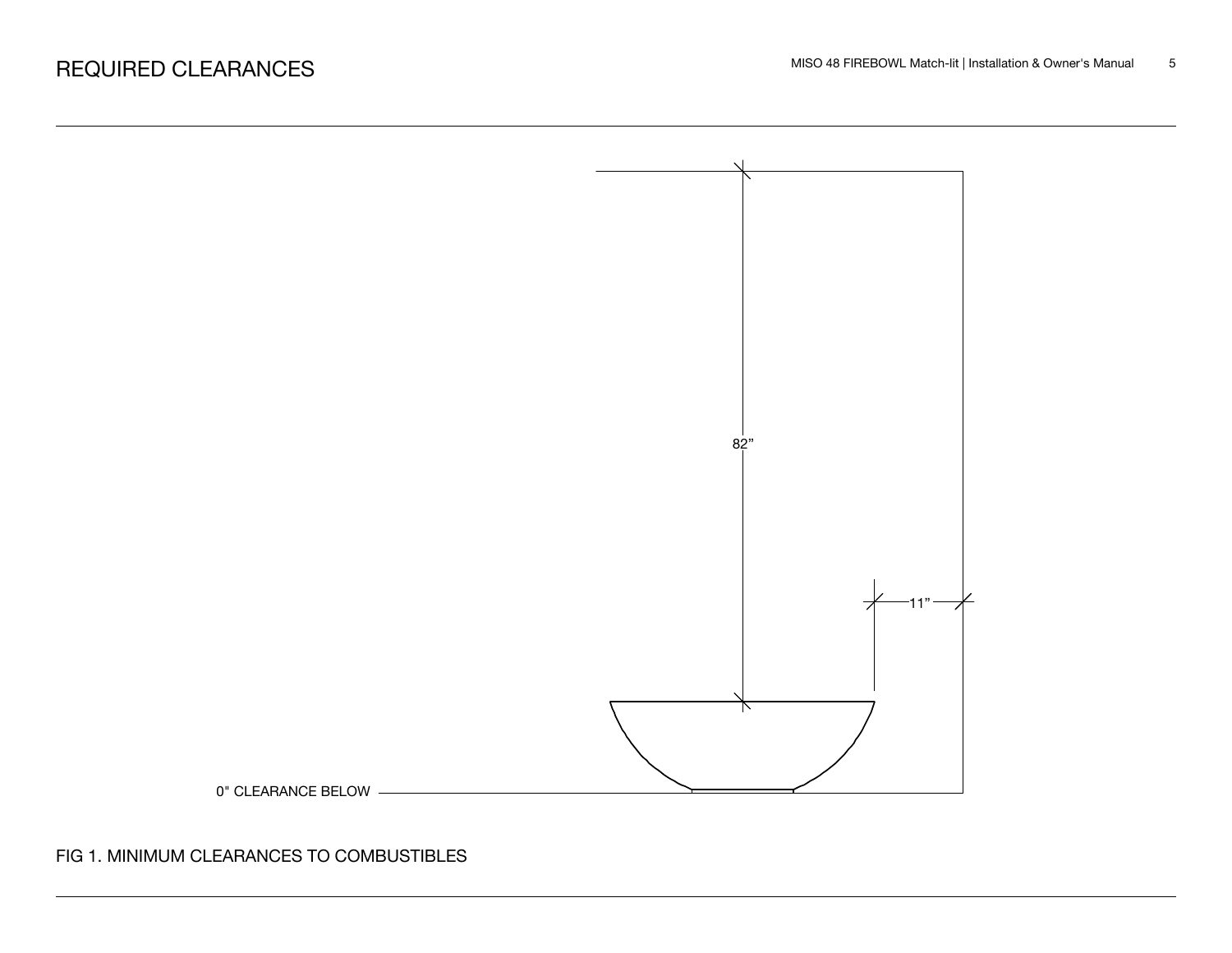# REQUIRED CLEARANCES

82”

11”

0" CLEARANCE BELOW

FIG 1. MINIMUM CLEARANCES TO COMBUSTIBLES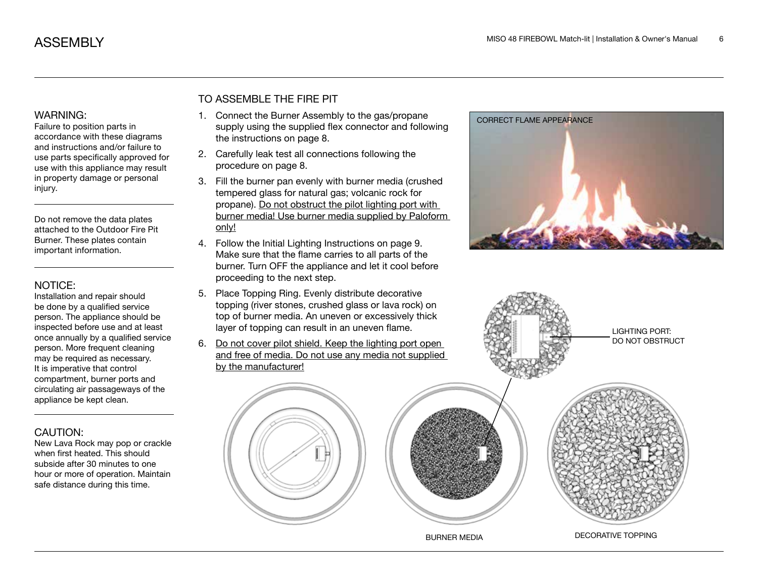# ASSEMBLY

### WARNING:

Failure to position parts in accordance with these diagrams and instructions and/or failure to use parts specifically approved for use with this appliance may result in property damage or personal injury.

Do not remove the data plates attached to the Outdoor Fire Pit Burner. These plates contain important information.

### NOTICE:

Installation and repair should be done by a qualified service person. The appliance should be inspected before use and at least once annually by a qualified service person. More frequent cleaning may be required as necessary. It is imperative that control compartment, burner ports and circulating air passageways of the appliance be kept clean.

### CAUTION:

New Lava Rock may pop or crackle when first heated. This should subside after 30 minutes to one hour or more of operation. Maintain safe distance during this time.

## TO ASSEMBLE THE FIRE PIT

1. Connect the Burner Assembly to the gas/propane supply using the supplied flex connector and following the instructions on page 8.
2. Carefully leak test all connections following the procedure on page 8.
3. Fill the burner pan evenly with burner media (crushed tempered glass for natural gas; volcanic rock for propane). Do not obstruct the pilot lighting port with burner media! Use burner media supplied by Paloform only!
4. Follow the Initial Lighting Instructions on page 9. Make sure that the flame carries to all parts of the burner. Turn OFF the appliance and let it cool before proceeding to the next step.
5. Place Topping Ring. Evenly distribute decorative topping (river stones, crushed glass or lava rock) on top of burner media. An uneven or excessively thick layer of topping can result in an uneven flame.
6. Do not cover pilot shield. Keep the lighting port open and free of media. Do not use any media not supplied by the manufacturer!

CORRECT FLAME APPEARANCE

LIGHTING PORT: DO NOT OBSTRUCT

BURNER MEDIA

DECORATIVE TOPPING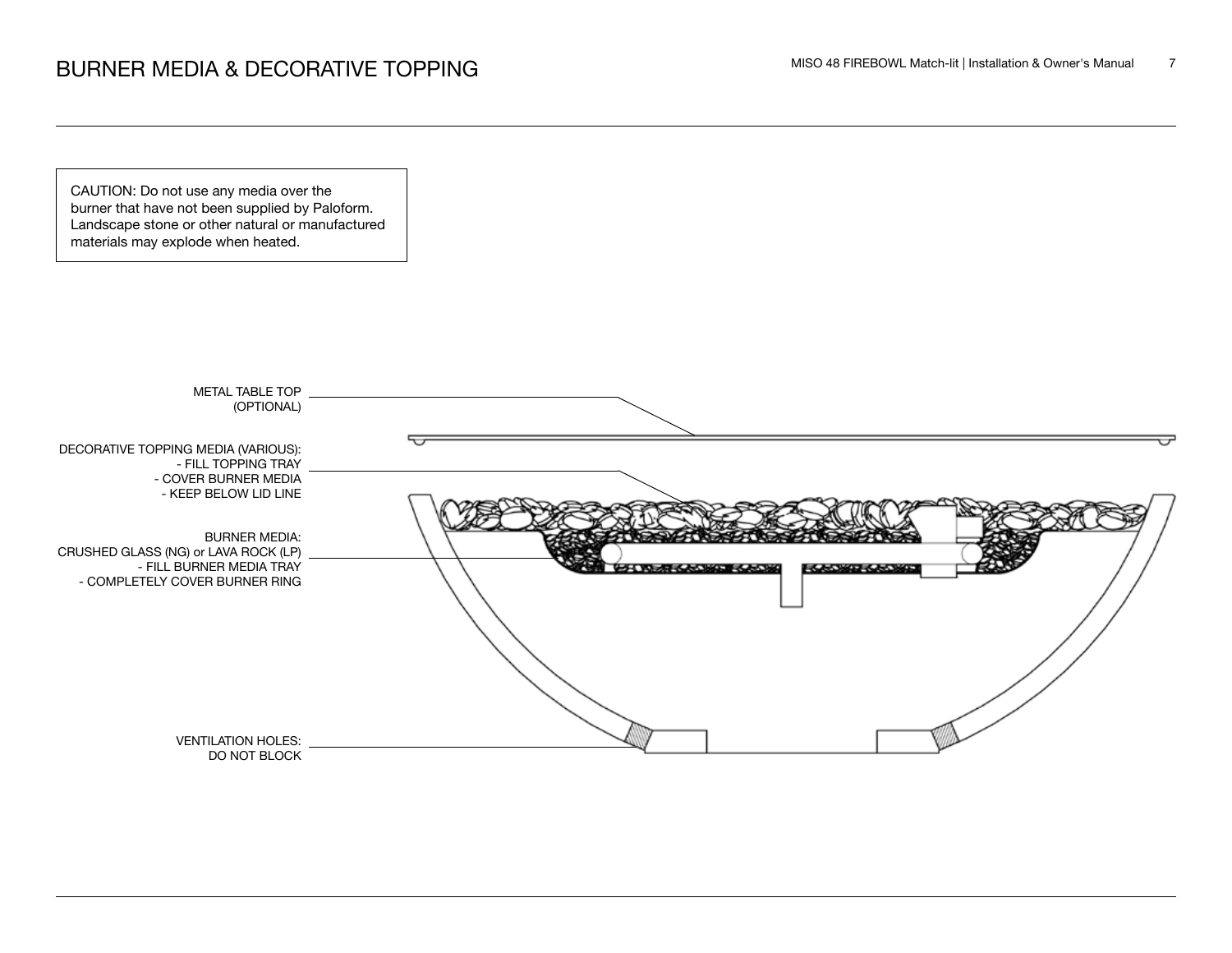# BURNER MEDIA & DECORATIVE TOPPING

CAUTION: Do not use any media over the burner that have not been supplied by Paloform. Landscape stone or other natural or manufactured materials may explode when heated.

METAL TABLE TOP (OPTIONAL)

DECORATIVE TOPPING MEDIA (VARIOUS):
- FILL TOPPING TRAY
- COVER BURNER MEDIA
- KEEP BELOW LID LINE

BURNER MEDIA:
CRUSHED GLASS (NG) or LAVA ROCK (LP)
- FILL BURNER MEDIA TRAY
- COMPLETELY COVER BURNER RING

VENTILATION HOLES:
DO NOT BLOCK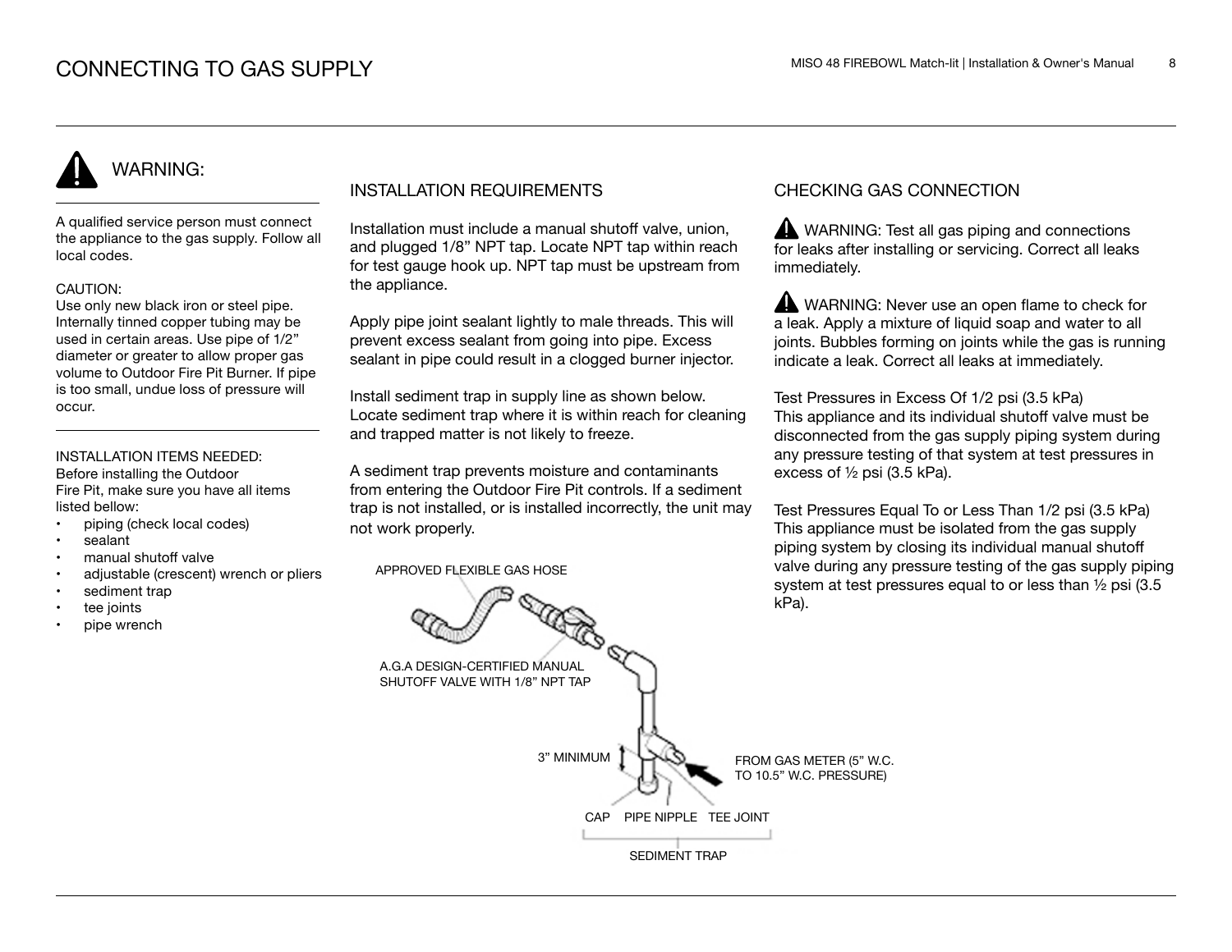# CONNECTING TO GAS SUPPLY

## WARNING:

A qualified service person must connect the appliance to the gas supply. Follow all local codes.

CAUTION:
Use only new black iron or steel pipe. Internally tinned copper tubing may be used in certain areas. Use pipe of 1/2" diameter or greater to allow proper gas volume to Outdoor Fire Pit Burner. If pipe is too small, undue loss of pressure will occur.

INSTALLATION ITEMS NEEDED:
Before installing the Outdoor Fire Pit, make sure you have all items listed bellow:

- piping (check local codes)
- sealant
- manual shutoff valve
- adjustable (crescent) wrench or pliers
- sediment trap
- tee joints
- pipe wrench

## INSTALLATION REQUIREMENTS

Installation must include a manual shutoff valve, union, and plugged 1/8" NPT tap. Locate NPT tap within reach for test gauge hook up. NPT tap must be upstream from the appliance.

Apply pipe joint sealant lightly to male threads. This will prevent excess sealant from going into pipe. Excess sealant in pipe could result in a clogged burner injector.

Install sediment trap in supply line as shown below. Locate sediment trap where it is within reach for cleaning and trapped matter is not likely to freeze.

A sediment trap prevents moisture and contaminants from entering the Outdoor Fire Pit controls. If a sediment trap is not installed, or is installed incorrectly, the unit may not work properly.

APPROVED FLEXIBLE GAS HOSE

A.G.A DESIGN-CERTIFIED MANUAL SHUTOFF VALVE WITH 1/8" NPT TAP

3" MINIMUM

FROM GAS METER (5" W.C. TO 10.5" W.C. PRESSURE)

CAP PIPE NIPPLE TEE JOINT

SEDIMENT TRAP

## CHECKING GAS CONNECTION

WARNING: Test all gas piping and connections for leaks after installing or servicing. Correct all leaks immediately.

WARNING: Never use an open flame to check for a leak. Apply a mixture of liquid soap and water to all joints. Bubbles forming on joints while the gas is running indicate a leak. Correct all leaks at immediately.

Test Pressures in Excess Of 1/2 psi (3.5 kPa)
This appliance and its individual shutoff valve must be disconnected from the gas supply piping system during any pressure testing of that system at test pressures in excess of ½ psi (3.5 kPa).

Test Pressures Equal To or Less Than 1/2 psi (3.5 kPa)
This appliance must be isolated from the gas supply piping system by closing its individual manual shutoff valve during any pressure testing of the gas supply piping system at test pressures equal to or less than ½ psi (3.5 kPa).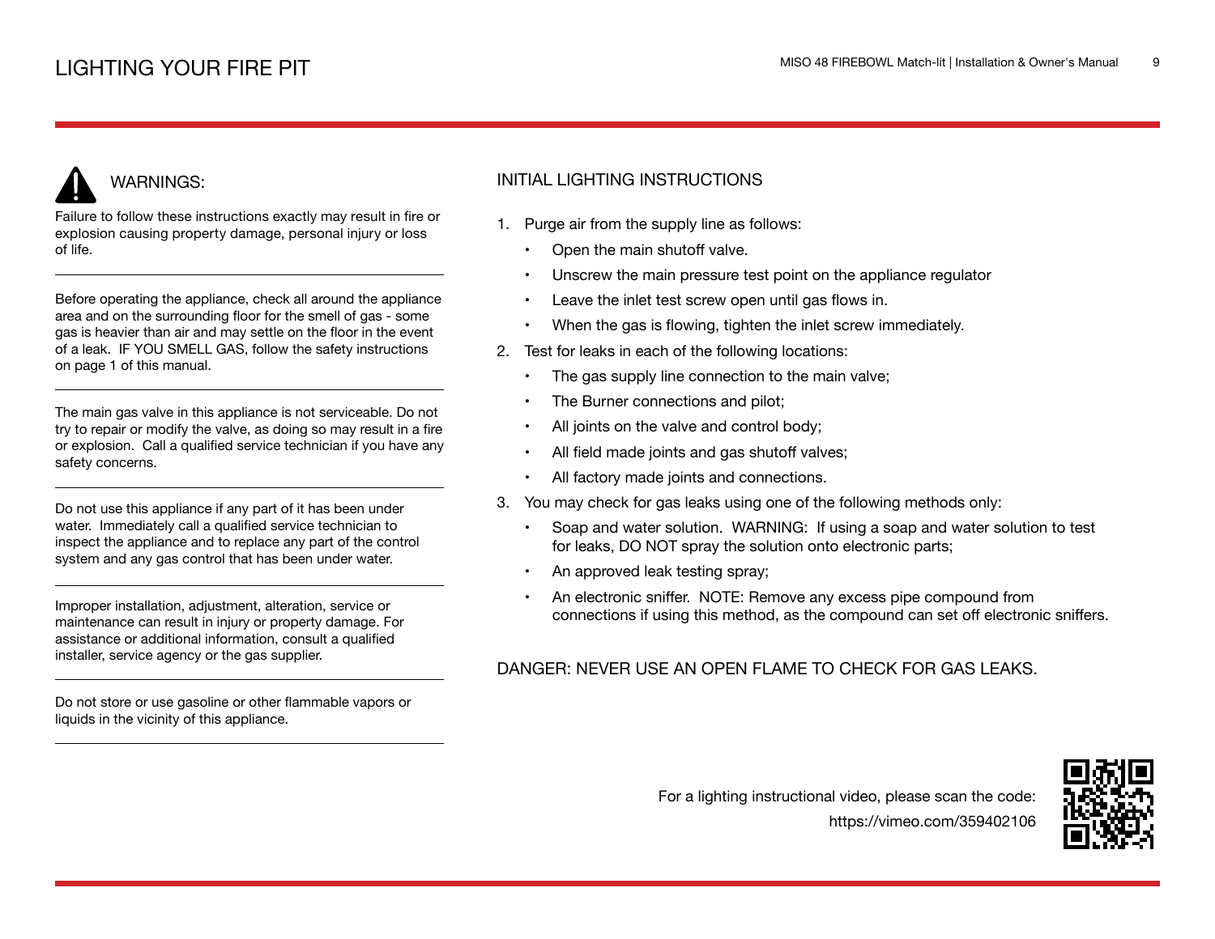# LIGHTING YOUR FIRE PIT

## WARNINGS:

Failure to follow these instructions exactly may result in fire or explosion causing property damage, personal injury or loss of life.

---

Before operating the appliance, check all around the appliance area and on the surrounding floor for the smell of gas - some gas is heavier than air and may settle on the floor in the event of a leak. IF YOU SMELL GAS, follow the safety instructions on page 1 of this manual.

---

The main gas valve in this appliance is not serviceable. Do not try to repair or modify the valve, as doing so may result in a fire or explosion. Call a qualified service technician if you have any safety concerns.

---

Do not use this appliance if any part of it has been under water. Immediately call a qualified service technician to inspect the appliance and to replace any part of the control system and any gas control that has been under water.

---

Improper installation, adjustment, alteration, service or maintenance can result in injury or property damage. For assistance or additional information, consult a qualified installer, service agency or the gas supplier.

---

Do not store or use gasoline or other flammable vapors or liquids in the vicinity of this appliance.

---

## INITIAL LIGHTING INSTRUCTIONS

1. Purge air from the supply line as follows:
   - Open the main shutoff valve.
   - Unscrew the main pressure test point on the appliance regulator
   - Leave the inlet test screw open until gas flows in.
   - When the gas is flowing, tighten the inlet screw immediately.
2. Test for leaks in each of the following locations:
   - The gas supply line connection to the main valve;
   - The Burner connections and pilot;
   - All joints on the valve and control body;
   - All field made joints and gas shutoff valves;
   - All factory made joints and connections.
3. You may check for gas leaks using one of the following methods only:
   - Soap and water solution. WARNING: If using a soap and water solution to test for leaks, DO NOT spray the solution onto electronic parts;
   - An approved leak testing spray;
   - An electronic sniffer. NOTE: Remove any excess pipe compound from connections if using this method, as the compound can set off electronic sniffers.

DANGER: NEVER USE AN OPEN FLAME TO CHECK FOR GAS LEAKS.

For a lighting instructional video, please scan the code:
https://vimeo.com/359402106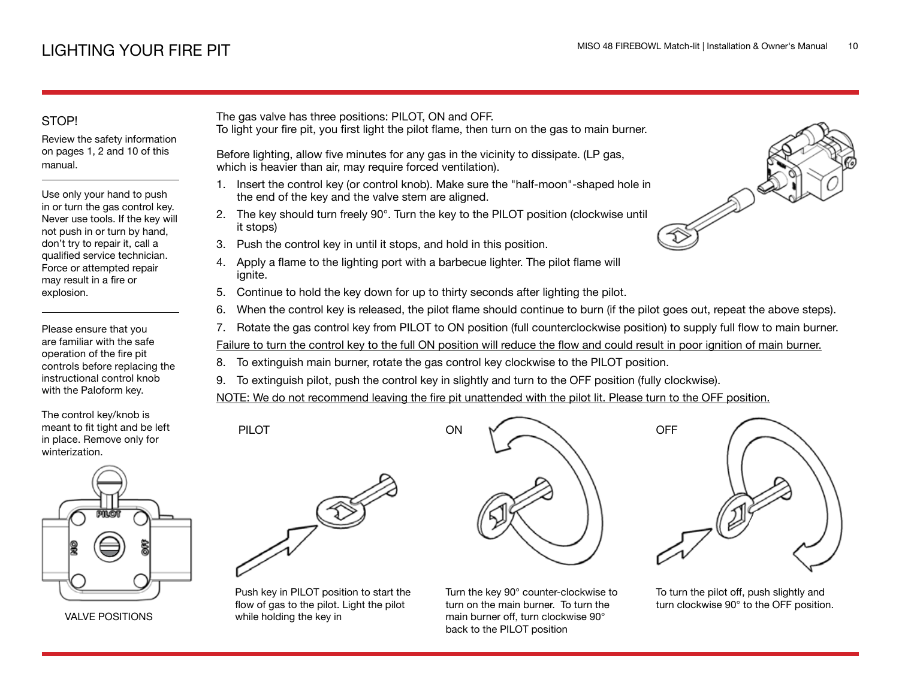# LIGHTING YOUR FIRE PIT

## STOP!

Review the safety information on pages 1, 2 and 10 of this manual.

---

Use only your hand to push in or turn the gas control key. Never use tools. If the key will not push in or turn by hand, don't try to repair it, call a qualified service technician. Force or attempted repair may result in a fire or explosion.

---

Please ensure that you are familiar with the safe operation of the fire pit controls before replacing the instructional control knob with the Paloform key.

The control key/knob is meant to fit tight and be left in place. Remove only for winterization.

VALVE POSITIONS

The gas valve has three positions: PILOT, ON and OFF.
To light your fire pit, you first light the pilot flame, then turn on the gas to main burner.

Before lighting, allow five minutes for any gas in the vicinity to dissipate. (LP gas, which is heavier than air, may require forced ventilation).

1. Insert the control key (or control knob). Make sure the "half-moon"-shaped hole in the end of the key and the valve stem are aligned.
2. The key should turn freely 90°. Turn the key to the PILOT position (clockwise until it stops)
3. Push the control key in until it stops, and hold in this position.
4. Apply a flame to the lighting port with a barbecue lighter. The pilot flame will ignite.
5. Continue to hold the key down for up to thirty seconds after lighting the pilot.
6. When the control key is released, the pilot flame should continue to burn (if the pilot goes out, repeat the above steps).
7. Rotate the gas control key from PILOT to ON position (full counterclockwise position) to supply full flow to main burner.

<u>Failure to turn the control key to the full ON position will reduce the flow and could result in poor ignition of main burner.</u>

8. To extinguish main burner, rotate the gas control key clockwise to the PILOT position.
9. To extinguish pilot, push the control key in slightly and turn to the OFF position (fully clockwise).

<u>NOTE: We do not recommend leaving the fire pit unattended with the pilot lit. Please turn to the OFF position.</u>

PILOT

Push key in PILOT position to start the flow of gas to the pilot. Light the pilot while holding the key in

ON

Turn the key 90° counter-clockwise to turn on the main burner. To turn the main burner off, turn clockwise 90° back to the PILOT position

OFF

To turn the pilot off, push slightly and turn clockwise 90° to the OFF position.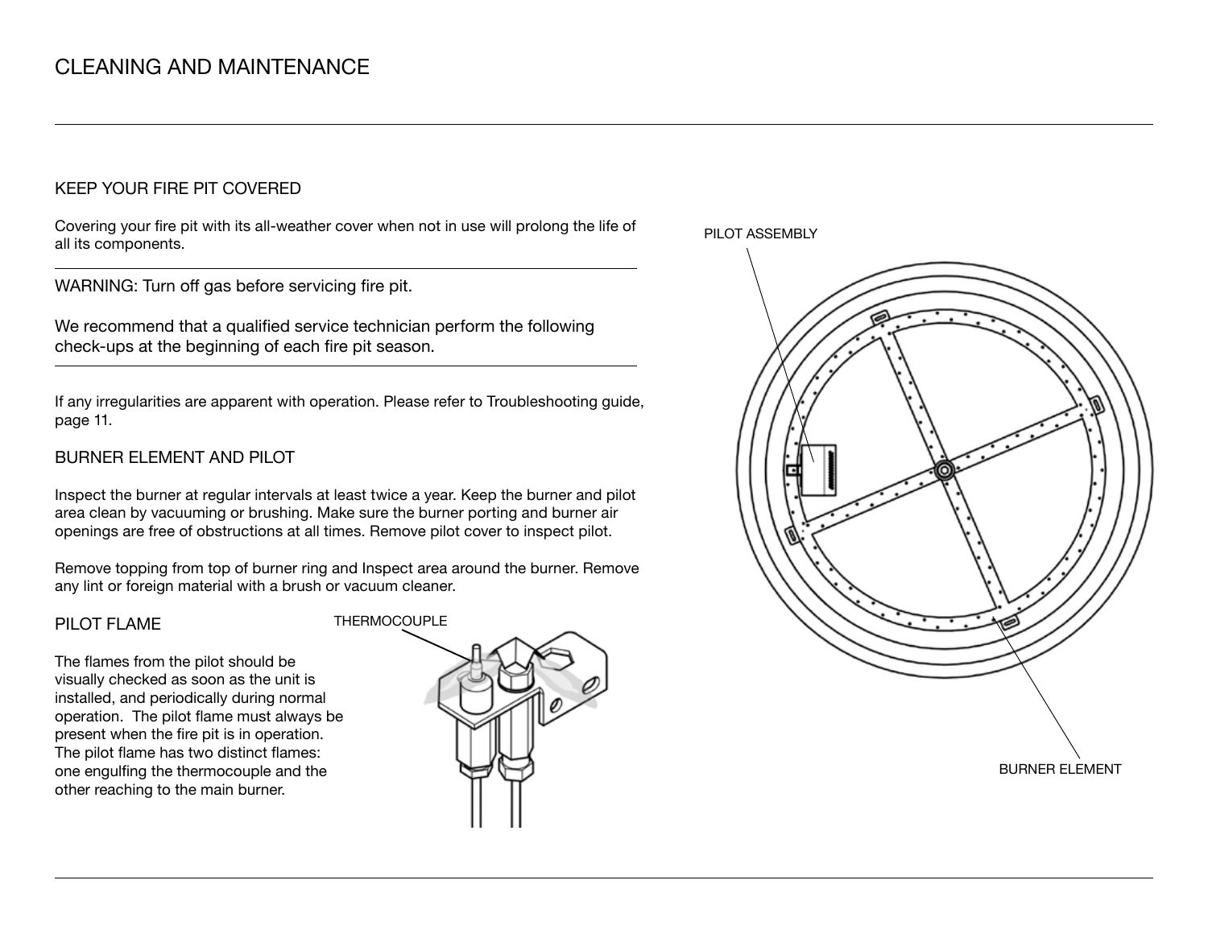# CLEANING AND MAINTENANCE

## KEEP YOUR FIRE PIT COVERED

Covering your fire pit with its all-weather cover when not in use will prolong the life of all its components.

---

WARNING: Turn off gas before servicing fire pit.

We recommend that a qualified service technician perform the following check-ups at the beginning of each fire pit season.

---

If any irregularities are apparent with operation. Please refer to Troubleshooting guide, page 11.

## BURNER ELEMENT AND PILOT

Inspect the burner at regular intervals at least twice a year. Keep the burner and pilot area clean by vacuuming or brushing. Make sure the burner porting and burner air openings are free of obstructions at all times. Remove pilot cover to inspect pilot.

Remove topping from top of burner ring and Inspect area around the burner. Remove any lint or foreign material with a brush or vacuum cleaner.

## PILOT FLAME

The flames from the pilot should be visually checked as soon as the unit is installed, and periodically during normal operation. The pilot flame must always be present when the fire pit is in operation. The pilot flame has two distinct flames: one engulfing the thermocouple and the other reaching to the main burner.

THERMOCOUPLE

PILOT ASSEMBLY

BURNER ELEMENT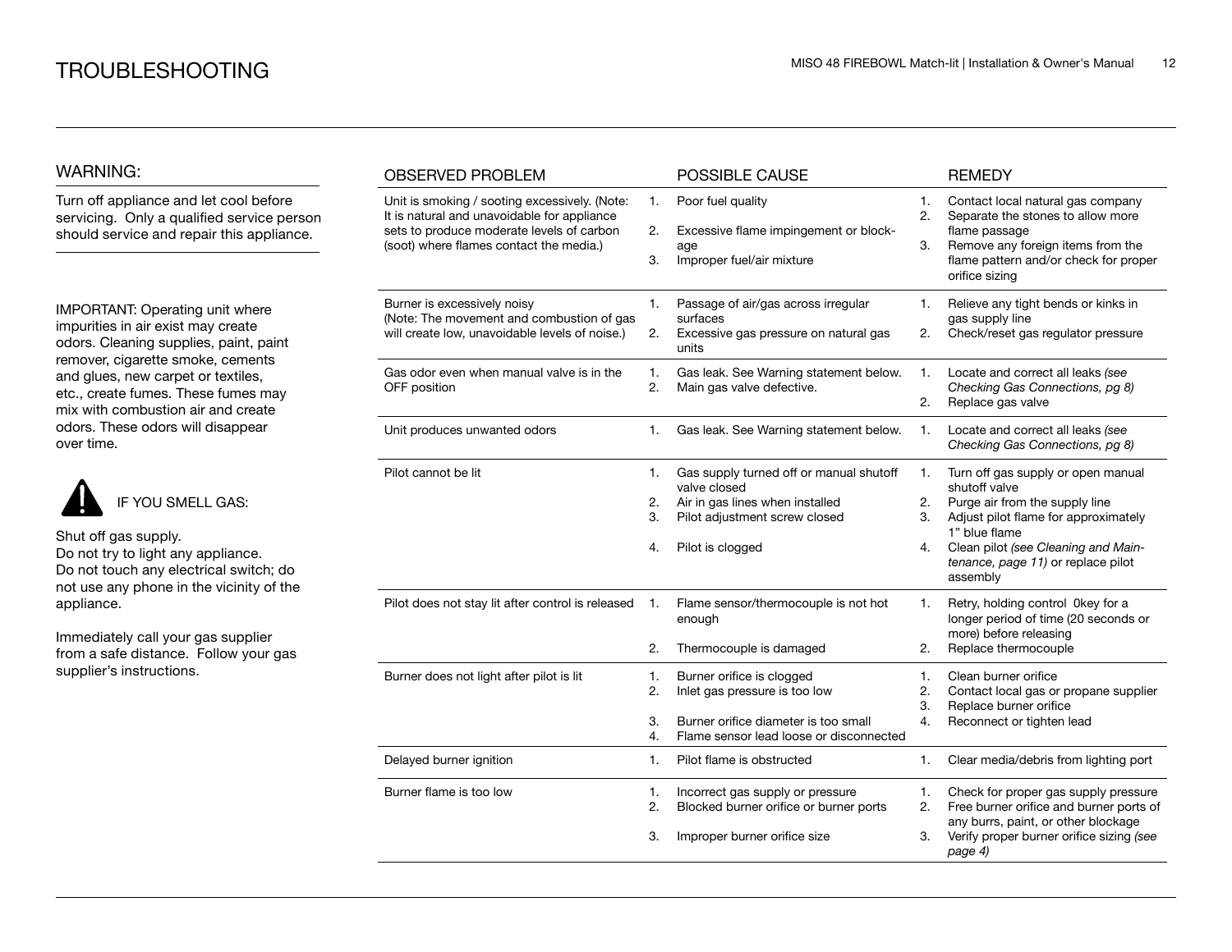# TROUBLESHOOTING

## WARNING:

Turn off appliance and let cool before servicing. Only a qualified service person should service and repair this appliance.

IMPORTANT: Operating unit where impurities in air exist may create odors. Cleaning supplies, paint, paint remover, cigarette smoke, cements and glues, new carpet or textiles, etc., create fumes. These fumes may mix with combustion air and create odors. These odors will disappear over time.

IF YOU SMELL GAS:

Shut off gas supply.
Do not try to light any appliance.
Do not touch any electrical switch; do not use any phone in the vicinity of the appliance.

Immediately call your gas supplier from a safe distance. Follow your gas supplier's instructions.

| OBSERVED PROBLEM | POSSIBLE CAUSE | REMEDY |
|---|---|---|
| Unit is smoking / sooting excessively. (Note: It is natural and unavoidable for appliance sets to produce moderate levels of carbon (soot) where flames contact the media.) | 1. Poor fuel quality<br>2. Excessive flame impingement or blockage<br>3. Improper fuel/air mixture | 1. Contact local natural gas company<br>2. Separate the stones to allow more flame passage<br>3. Remove any foreign items from the flame pattern and/or check for proper orifice sizing |
| Burner is excessively noisy (Note: The movement and combustion of gas will create low, unavoidable levels of noise.) | 1. Passage of air/gas across irregular surfaces<br>2. Excessive gas pressure on natural gas units | 1. Relieve any tight bends or kinks in gas supply line<br>2. Check/reset gas regulator pressure |
| Gas odor even when manual valve is in the OFF position | 1. Gas leak. See Warning statement below.<br>2. Main gas valve defective. | 1. Locate and correct all leaks *(see Checking Gas Connections, pg 8)*<br>2. Replace gas valve |
| Unit produces unwanted odors | 1. Gas leak. See Warning statement below. | 1. Locate and correct all leaks *(see Checking Gas Connections, pg 8)* |
| Pilot cannot be lit | 1. Gas supply turned off or manual shutoff valve closed<br>2. Air in gas lines when installed<br>3. Pilot adjustment screw closed<br>4. Pilot is clogged | 1. Turn off gas supply or open manual shutoff valve<br>2. Purge air from the supply line<br>3. Adjust pilot flame for approximately 1" blue flame<br>4. Clean pilot *(see Cleaning and Maintenance, page 11)* or replace pilot assembly |
| Pilot does not stay lit after control is released | 1. Flame sensor/thermocouple is not hot enough<br>2. Thermocouple is damaged | 1. Retry, holding control 0key for a longer period of time (20 seconds or more) before releasing<br>2. Replace thermocouple |
| Burner does not light after pilot is lit | 1. Burner orifice is clogged<br>2. Inlet gas pressure is too low<br>3. Burner orifice diameter is too small<br>4. Flame sensor lead loose or disconnected | 1. Clean burner orifice<br>2. Contact local gas or propane supplier<br>3. Replace burner orifice<br>4. Reconnect or tighten lead |
| Delayed burner ignition | 1. Pilot flame is obstructed | 1. Clear media/debris from lighting port |
| Burner flame is too low | 1. Incorrect gas supply or pressure<br>2. Blocked burner orifice or burner ports<br>3. Improper burner orifice size | 1. Check for proper gas supply pressure<br>2. Free burner orifice and burner ports of any burrs, paint, or other blockage<br>3. Verify proper burner orifice sizing *(see page 4)* |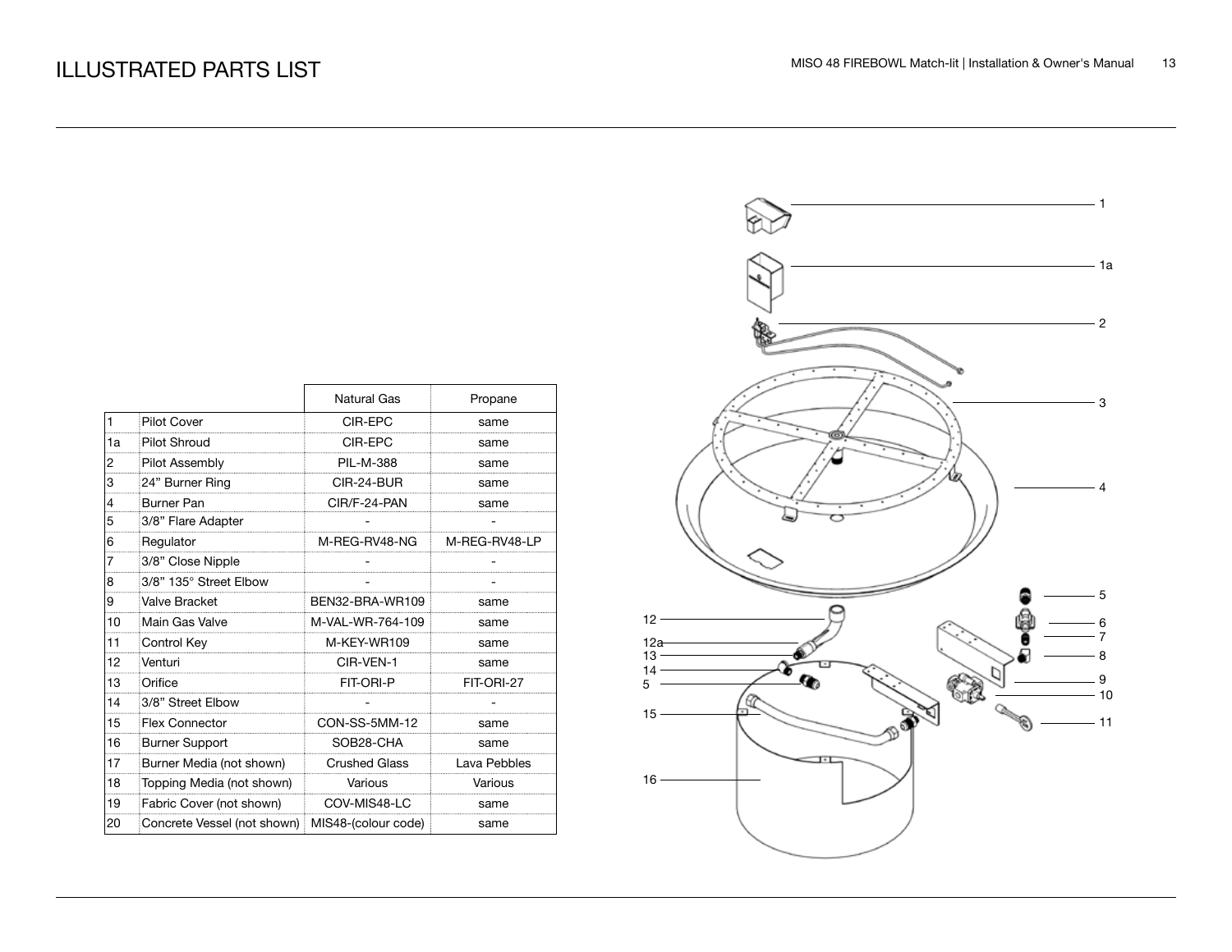# ILLUSTRATED PARTS LIST

| | | Natural Gas | Propane |
|---|---|---|---|
| 1 | Pilot Cover | CIR-EPC | same |
| 1a | Pilot Shroud | CIR-EPC | same |
| 2 | Pilot Assembly | PIL-M-388 | same |
| 3 | 24" Burner Ring | CIR-24-BUR | same |
| 4 | Burner Pan | CIR/F-24-PAN | same |
| 5 | 3/8" Flare Adapter | - | - |
| 6 | Regulator | M-REG-RV48-NG | M-REG-RV48-LP |
| 7 | 3/8" Close Nipple | - | - |
| 8 | 3/8" 135° Street Elbow | - | - |
| 9 | Valve Bracket | BEN32-BRA-WR109 | same |
| 10 | Main Gas Valve | M-VAL-WR-764-109 | same |
| 11 | Control Key | M-KEY-WR109 | same |
| 12 | Venturi | CIR-VEN-1 | same |
| 13 | Orifice | FIT-ORI-P | FIT-ORI-27 |
| 14 | 3/8" Street Elbow | - | - |
| 15 | Flex Connector | CON-SS-5MM-12 | same |
| 16 | Burner Support | SOB28-CHA | same |
| 17 | Burner Media (not shown) | Crushed Glass | Lava Pebbles |
| 18 | Topping Media (not shown) | Various | Various |
| 19 | Fabric Cover (not shown) | COV-MIS48-LC | same |
| 20 | Concrete Vessel (not shown) | MIS48-(colour code) | same |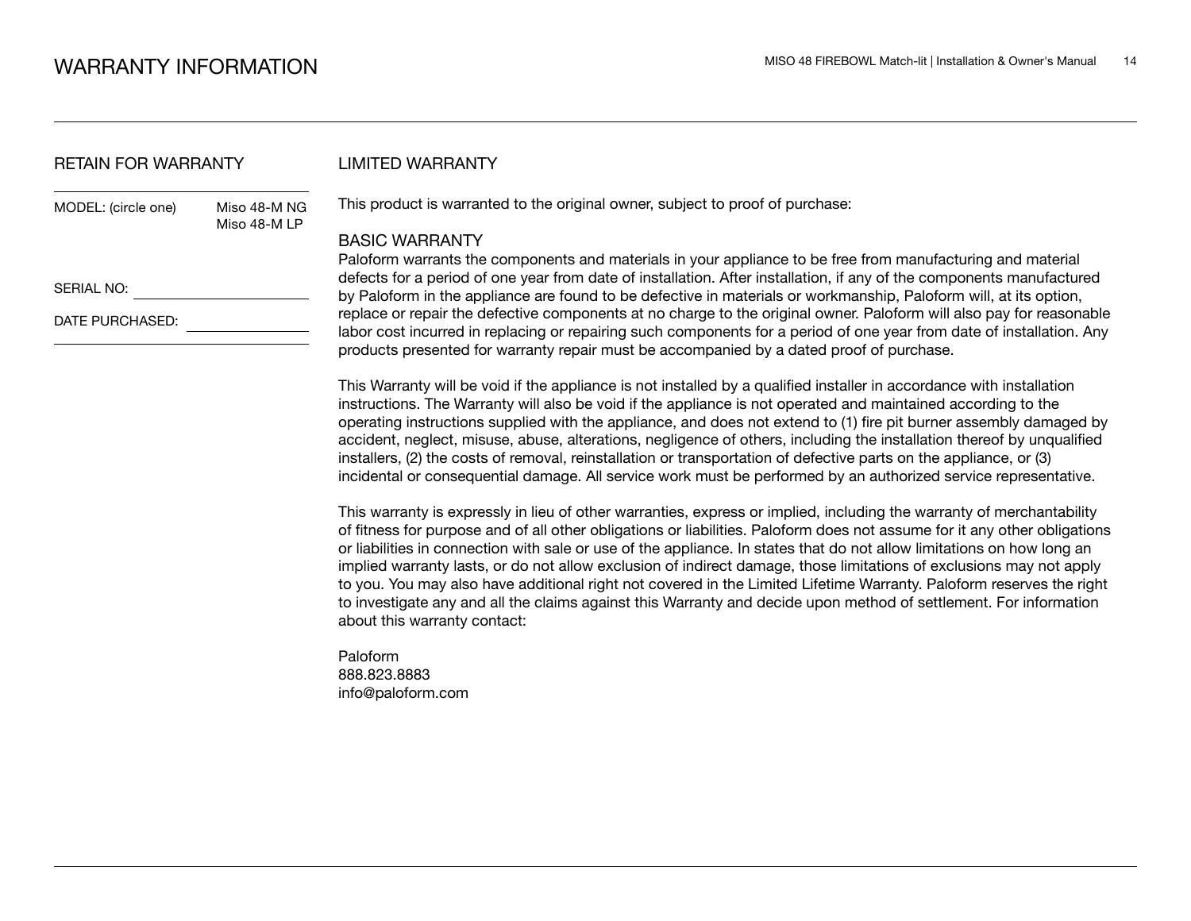# WARRANTY INFORMATION

## RETAIN FOR WARRANTY

MODEL: (circle one) Miso 48-M NG
Miso 48-M LP

SERIAL NO: ____________________

DATE PURCHASED: ____________________

## LIMITED WARRANTY

This product is warranted to the original owner, subject to proof of purchase:

### BASIC WARRANTY

Paloform warrants the components and materials in your appliance to be free from manufacturing and material defects for a period of one year from date of installation. After installation, if any of the components manufactured by Paloform in the appliance are found to be defective in materials or workmanship, Paloform will, at its option, replace or repair the defective components at no charge to the original owner. Paloform will also pay for reasonable labor cost incurred in replacing or repairing such components for a period of one year from date of installation. Any products presented for warranty repair must be accompanied by a dated proof of purchase.

This Warranty will be void if the appliance is not installed by a qualified installer in accordance with installation instructions. The Warranty will also be void if the appliance is not operated and maintained according to the operating instructions supplied with the appliance, and does not extend to (1) fire pit burner assembly damaged by accident, neglect, misuse, abuse, alterations, negligence of others, including the installation thereof by unqualified installers, (2) the costs of removal, reinstallation or transportation of defective parts on the appliance, or (3) incidental or consequential damage. All service work must be performed by an authorized service representative.

This warranty is expressly in lieu of other warranties, express or implied, including the warranty of merchantability of fitness for purpose and of all other obligations or liabilities. Paloform does not assume for it any other obligations or liabilities in connection with sale or use of the appliance. In states that do not allow limitations on how long an implied warranty lasts, or do not allow exclusion of indirect damage, those limitations of exclusions may not apply to you. You may also have additional right not covered in the Limited Lifetime Warranty. Paloform reserves the right to investigate any and all the claims against this Warranty and decide upon method of settlement. For information about this warranty contact:

Paloform
888.823.8883
info@paloform.com